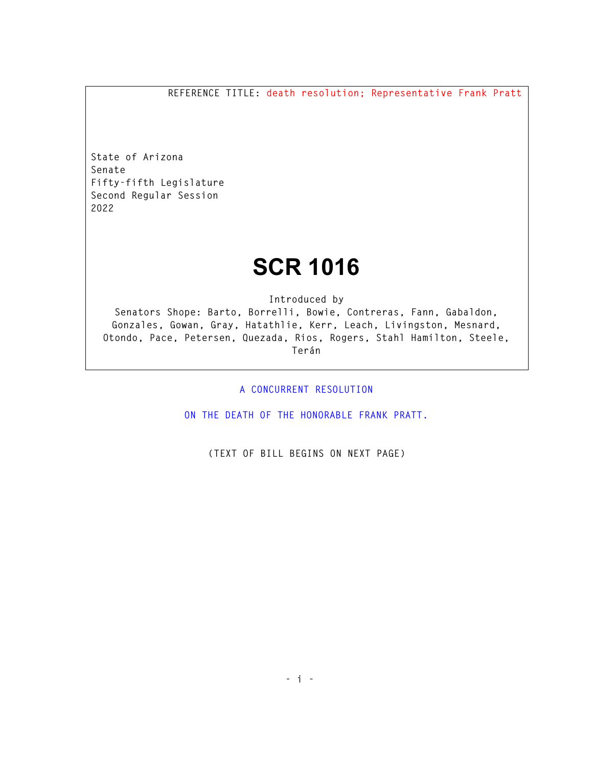REFERENCE TITLE: death resolution; Representative Frank Pratt

State of Arizona
Senate
Fifty-fifth Legislature
Second Regular Session
2022

# SCR 1016

Introduced by
Senators Shope: Barto, Borrelli, Bowie, Contreras, Fann, Gabaldon, Gonzales, Gowan, Gray, Hatathlie, Kerr, Leach, Livingston, Mesnard, Otondo, Pace, Petersen, Quezada, Rios, Rogers, Stahl Hamilton, Steele, Terán

A CONCURRENT RESOLUTION

ON THE DEATH OF THE HONORABLE FRANK PRATT.

(TEXT OF BILL BEGINS ON NEXT PAGE)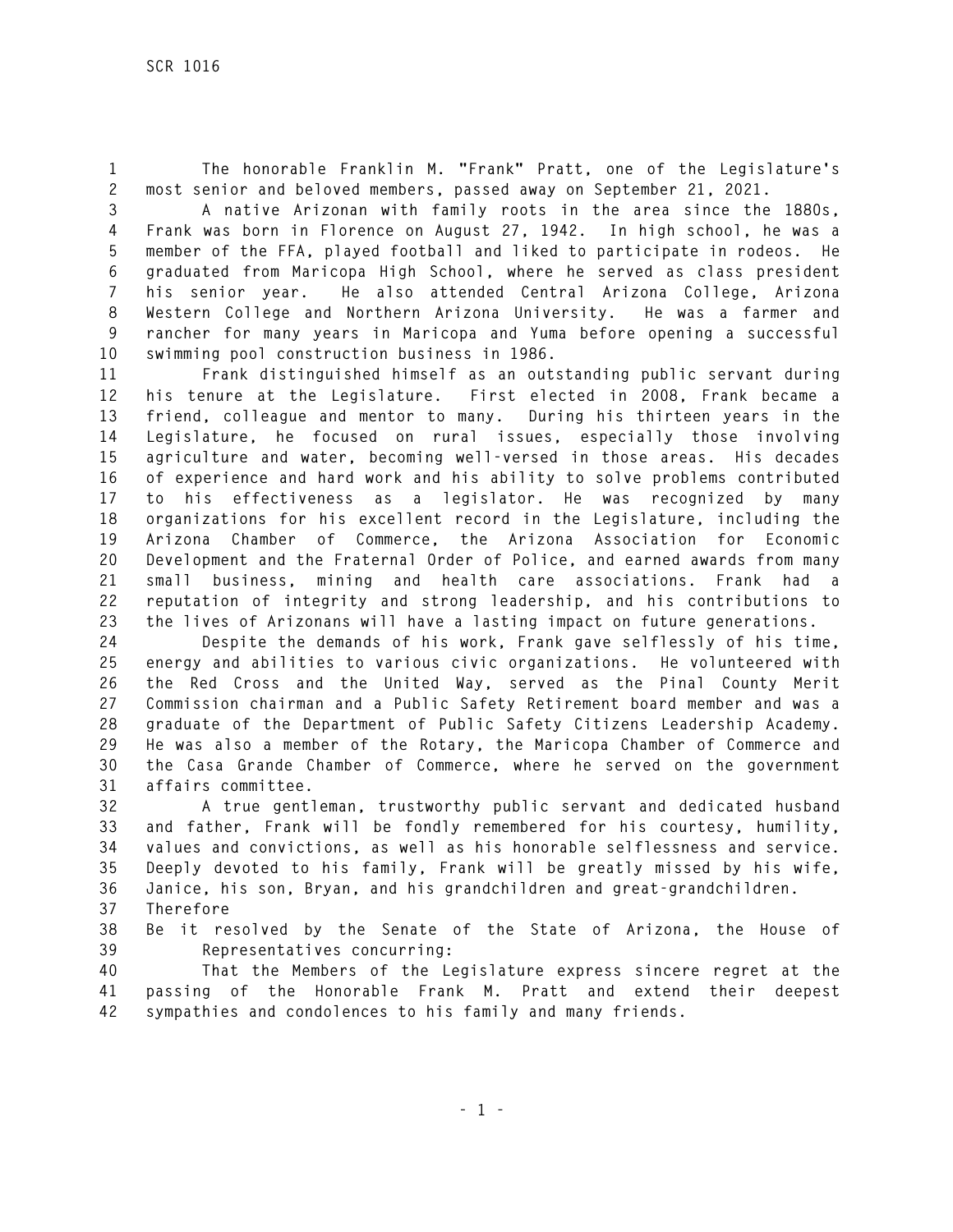The honorable Franklin M. "Frank" Pratt, one of the Legislature's most senior and beloved members, passed away on September 21, 2021.

A native Arizonan with family roots in the area since the 1880s, Frank was born in Florence on August 27, 1942. In high school, he was a member of the FFA, played football and liked to participate in rodeos. He graduated from Maricopa High School, where he served as class president his senior year. He also attended Central Arizona College, Arizona Western College and Northern Arizona University. He was a farmer and rancher for many years in Maricopa and Yuma before opening a successful swimming pool construction business in 1986.

Frank distinguished himself as an outstanding public servant during his tenure at the Legislature. First elected in 2008, Frank became a friend, colleague and mentor to many. During his thirteen years in the Legislature, he focused on rural issues, especially those involving agriculture and water, becoming well-versed in those areas. His decades of experience and hard work and his ability to solve problems contributed to his effectiveness as a legislator. He was recognized by many organizations for his excellent record in the Legislature, including the Arizona Chamber of Commerce, the Arizona Association for Economic Development and the Fraternal Order of Police, and earned awards from many small business, mining and health care associations. Frank had a reputation of integrity and strong leadership, and his contributions to the lives of Arizonans will have a lasting impact on future generations.

Despite the demands of his work, Frank gave selflessly of his time, energy and abilities to various civic organizations. He volunteered with the Red Cross and the United Way, served as the Pinal County Merit Commission chairman and a Public Safety Retirement board member and was a graduate of the Department of Public Safety Citizens Leadership Academy. He was also a member of the Rotary, the Maricopa Chamber of Commerce and the Casa Grande Chamber of Commerce, where he served on the government affairs committee.

A true gentleman, trustworthy public servant and dedicated husband and father, Frank will be fondly remembered for his courtesy, humility, values and convictions, as well as his honorable selflessness and service. Deeply devoted to his family, Frank will be greatly missed by his wife, Janice, his son, Bryan, and his grandchildren and great-grandchildren.

Therefore

Be it resolved by the Senate of the State of Arizona, the House of Representatives concurring:

That the Members of the Legislature express sincere regret at the passing of the Honorable Frank M. Pratt and extend their deepest sympathies and condolences to his family and many friends.